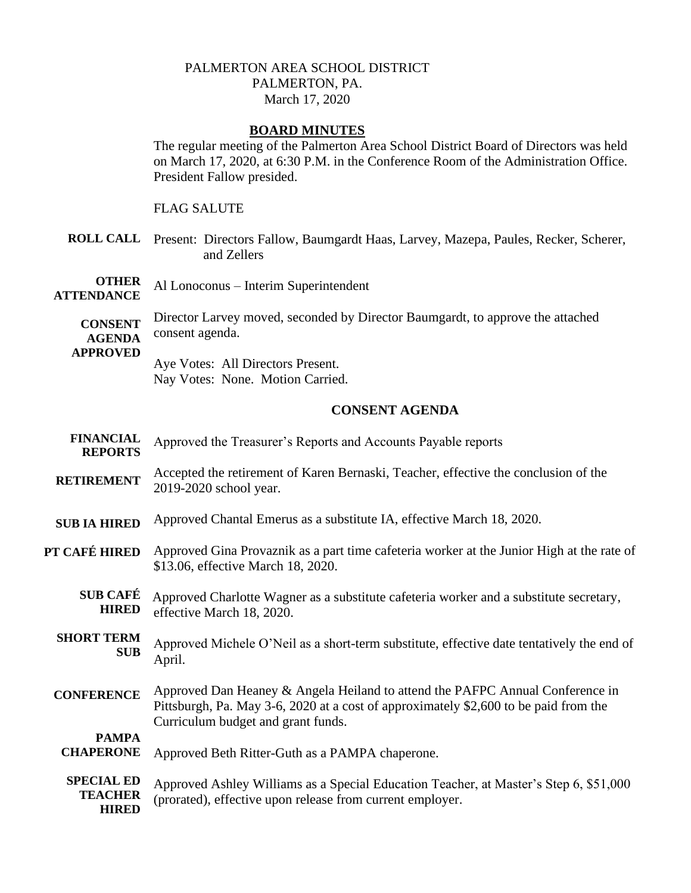PALMERTON AREA SCHOOL DISTRICT
PALMERTON, PA.
March 17, 2020

## BOARD MINUTES

The regular meeting of the Palmerton Area School District Board of Directors was held on March 17, 2020, at 6:30 P.M. in the Conference Room of the Administration Office. President Fallow presided.

FLAG SALUTE

**ROLL CALL** Present: Directors Fallow, Baumgardt Haas, Larvey, Mazepa, Paules, Recker, Scherer, and Zellers

**OTHER ATTENDANCE** Al Lonoconus – Interim Superintendent

**CONSENT AGENDA APPROVED** Director Larvey moved, seconded by Director Baumgardt, to approve the attached consent agenda.

Aye Votes: All Directors Present.
Nay Votes: None. Motion Carried.

## CONSENT AGENDA

**FINANCIAL REPORTS** Approved the Treasurer's Reports and Accounts Payable reports

**RETIREMENT** Accepted the retirement of Karen Bernaski, Teacher, effective the conclusion of the 2019-2020 school year.

**SUB IA HIRED** Approved Chantal Emerus as a substitute IA, effective March 18, 2020.

**PT CAFÉ HIRED** Approved Gina Provaznik as a part time cafeteria worker at the Junior High at the rate of $13.06, effective March 18, 2020.

**SUB CAFÉ HIRED** Approved Charlotte Wagner as a substitute cafeteria worker and a substitute secretary, effective March 18, 2020.

**SHORT TERM SUB** Approved Michele O'Neil as a short-term substitute, effective date tentatively the end of April.

**CONFERENCE** Approved Dan Heaney & Angela Heiland to attend the PAFPC Annual Conference in Pittsburgh, Pa. May 3-6, 2020 at a cost of approximately $2,600 to be paid from the Curriculum budget and grant funds.

**PAMPA CHAPERONE** Approved Beth Ritter-Guth as a PAMPA chaperone.

**SPECIAL ED TEACHER HIRED** Approved Ashley Williams as a Special Education Teacher, at Master's Step 6, $51,000 (prorated), effective upon release from current employer.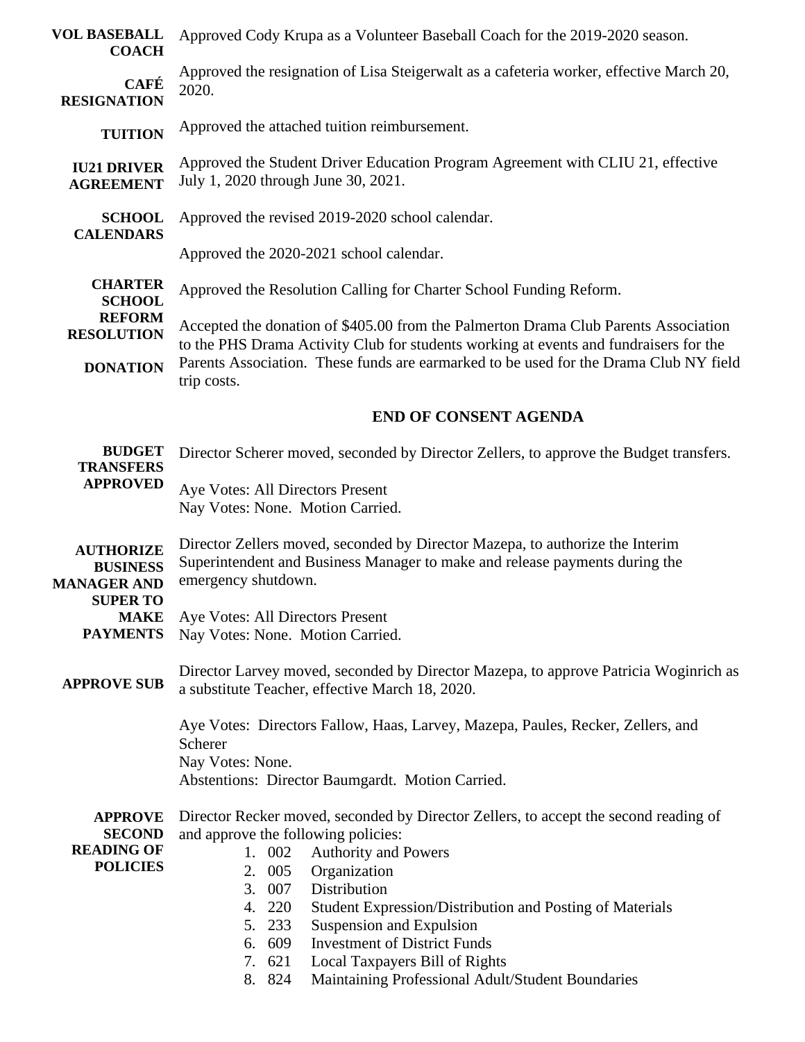**VOL BASEBALL COACH** Approved Cody Krupa as a Volunteer Baseball Coach for the 2019-2020 season.

**CAFÉ RESIGNATION** Approved the resignation of Lisa Steigerwalt as a cafeteria worker, effective March 20, 2020.

**TUITION** Approved the attached tuition reimbursement.

**IU21 DRIVER AGREEMENT** Approved the Student Driver Education Program Agreement with CLIU 21, effective July 1, 2020 through June 30, 2021.

**SCHOOL CALENDARS** Approved the revised 2019-2020 school calendar.

Approved the 2020-2021 school calendar.

**CHARTER SCHOOL REFORM RESOLUTION** Approved the Resolution Calling for Charter School Funding Reform.

**DONATION** Accepted the donation of $405.00 from the Palmerton Drama Club Parents Association to the PHS Drama Activity Club for students working at events and fundraisers for the Parents Association. These funds are earmarked to be used for the Drama Club NY field trip costs.

**END OF CONSENT AGENDA**

**BUDGET TRANSFERS APPROVED** Director Scherer moved, seconded by Director Zellers, to approve the Budget transfers.

Aye Votes: All Directors Present
Nay Votes: None. Motion Carried.

**AUTHORIZE BUSINESS MANAGER AND SUPER TO MAKE PAYMENTS** Director Zellers moved, seconded by Director Mazepa, to authorize the Interim Superintendent and Business Manager to make and release payments during the emergency shutdown.

Aye Votes: All Directors Present
Nay Votes: None. Motion Carried.

**APPROVE SUB** Director Larvey moved, seconded by Director Mazepa, to approve Patricia Woginrich as a substitute Teacher, effective March 18, 2020.

Aye Votes: Directors Fallow, Haas, Larvey, Mazepa, Paules, Recker, Zellers, and Scherer
Nay Votes: None.
Abstentions: Director Baumgardt. Motion Carried.

**APPROVE SECOND READING OF POLICIES** Director Recker moved, seconded by Director Zellers, to accept the second reading of and approve the following policies:

1. 002 Authority and Powers
2. 005 Organization
3. 007 Distribution
4. 220 Student Expression/Distribution and Posting of Materials
5. 233 Suspension and Expulsion
6. 609 Investment of District Funds
7. 621 Local Taxpayers Bill of Rights
8. 824 Maintaining Professional Adult/Student Boundaries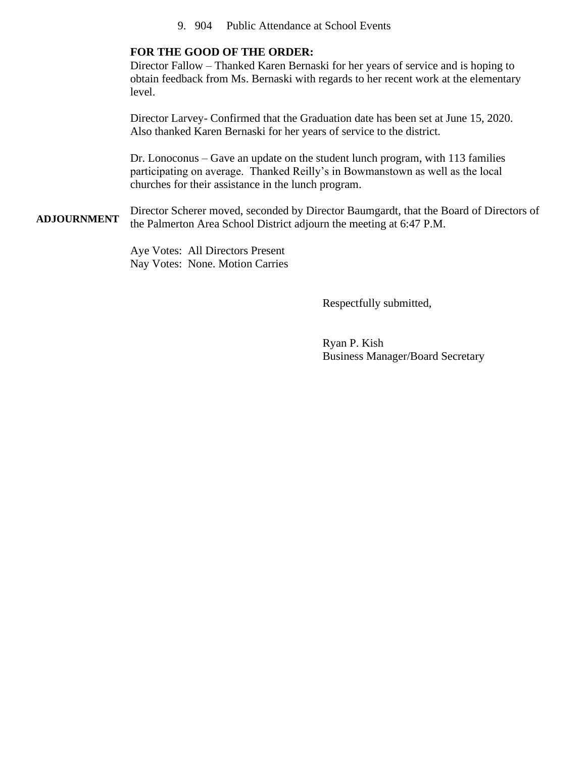9. 904 Public Attendance at School Events

**FOR THE GOOD OF THE ORDER:**

Director Fallow – Thanked Karen Bernaski for her years of service and is hoping to obtain feedback from Ms. Bernaski with regards to her recent work at the elementary level.

Director Larvey- Confirmed that the Graduation date has been set at June 15, 2020. Also thanked Karen Bernaski for her years of service to the district.

Dr. Lonoconus – Gave an update on the student lunch program, with 113 families participating on average. Thanked Reilly's in Bowmanstown as well as the local churches for their assistance in the lunch program.

**ADJOURNMENT**

Director Scherer moved, seconded by Director Baumgardt, that the Board of Directors of the Palmerton Area School District adjourn the meeting at 6:47 P.M.

Aye Votes: All Directors Present
Nay Votes: None. Motion Carries

Respectfully submitted,

Ryan P. Kish
Business Manager/Board Secretary